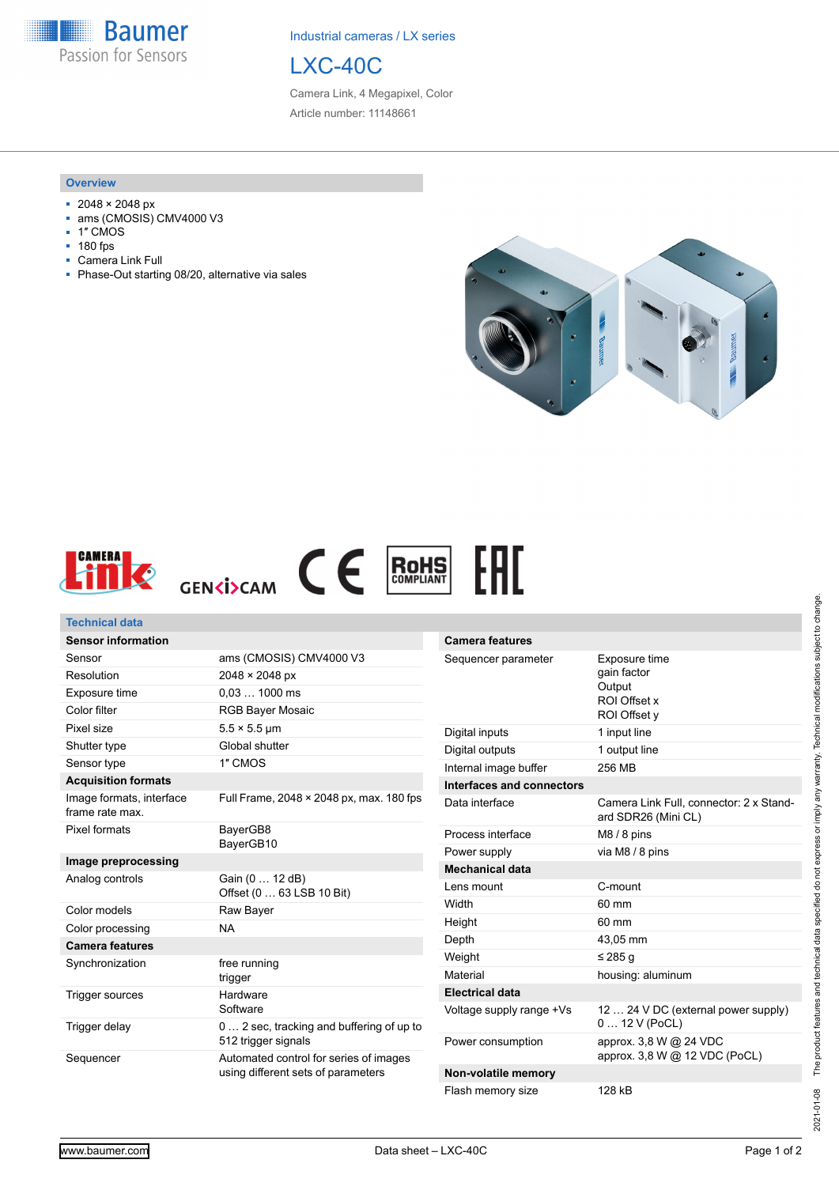Industrial cameras / LX series

# LXC-40C

Camera Link, 4 Megapixel, Color

Article number: 11148661

## Overview

- 2048 × 2048 px
- ams (CMOSIS) CMV4000 V3
- 1″ CMOS
- 180 fps
- Camera Link Full
- Phase-Out starting 08/20, alternative via sales

## Technical data

| **Sensor information** | |
|---|---|
| Sensor | ams (CMOSIS) CMV4000 V3 |
| Resolution | 2048 × 2048 px |
| Exposure time | 0,03 … 1000 ms |
| Color filter | RGB Bayer Mosaic |
| Pixel size | 5.5 × 5.5 µm |
| Shutter type | Global shutter |
| Sensor type | 1″ CMOS |
| **Acquisition formats** | |
| Image formats, interface frame rate max. | Full Frame, 2048 × 2048 px, max. 180 fps |
| Pixel formats | BayerGB8<br>BayerGB10 |
| **Image preprocessing** | |
| Analog controls | Gain (0 … 12 dB)<br>Offset (0 … 63 LSB 10 Bit) |
| Color models | Raw Bayer |
| Color processing | NA |
| **Camera features** | |
| Synchronization | free running<br>trigger |
| Trigger sources | Hardware<br>Software |
| Trigger delay | 0 … 2 sec, tracking and buffering of up to 512 trigger signals |
| Sequencer | Automated control for series of images using different sets of parameters |

| **Camera features** | |
|---|---|
| Sequencer parameter | Exposure time<br>gain factor<br>Output<br>ROI Offset x<br>ROI Offset y |
| Digital inputs | 1 input line |
| Digital outputs | 1 output line |
| Internal image buffer | 256 MB |
| **Interfaces and connectors** | |
| Data interface | Camera Link Full, connector: 2 x Standard SDR26 (Mini CL) |
| Process interface | M8 / 8 pins |
| Power supply | via M8 / 8 pins |
| **Mechanical data** | |
| Lens mount | C-mount |
| Width | 60 mm |
| Height | 60 mm |
| Depth | 43,05 mm |
| Weight | ≤ 285 g |
| Material | housing: aluminum |
| **Electrical data** | |
| Voltage supply range +Vs | 12 … 24 V DC (external power supply)<br>0 … 12 V (PoCL) |
| Power consumption | approx. 3,8 W @ 24 VDC<br>approx. 3,8 W @ 12 VDC (PoCL) |
| **Non-volatile memory** | |
| Flash memory size | 128 kB |

2021-01-08 The product features and technical data specified do not express or imply any warranty. Technical modifications subject to change.

www.baumer.com — Data sheet – LXC-40C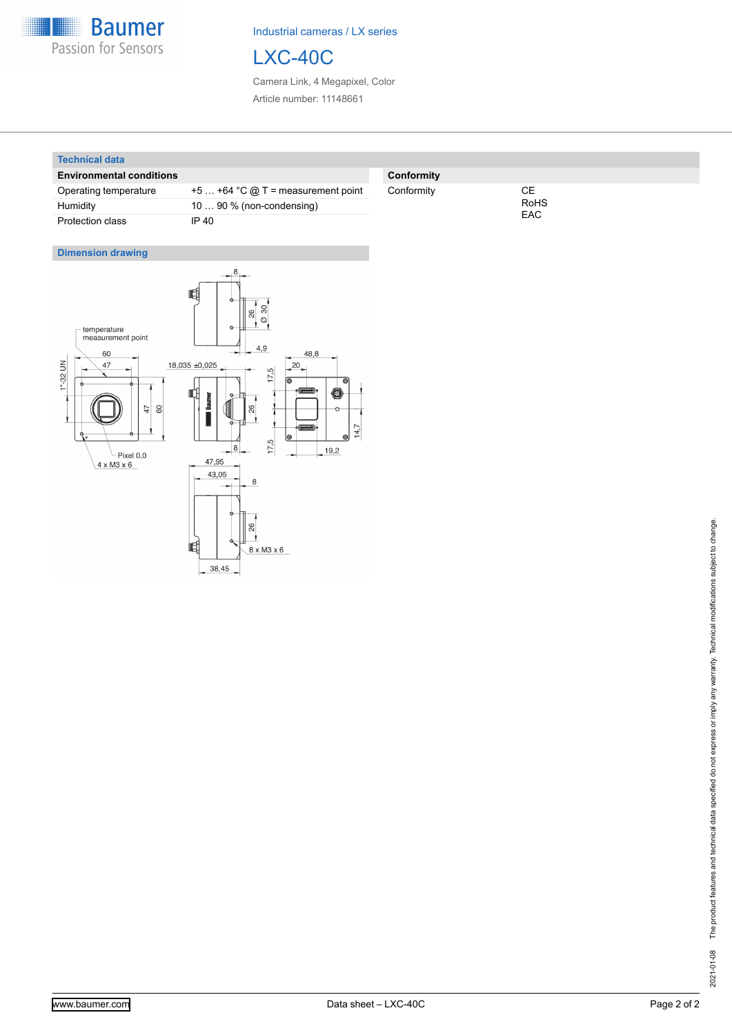Industrial cameras / LX series

# LXC-40C

Camera Link, 4 Megapixel, Color

Article number: 11148661

## Technical data

| Environmental conditions | |
|---|---|
| Operating temperature | +5 … +64 °C @ T = measurement point |
| Humidity | 10 … 90 % (non-condensing) |
| Protection class | IP 40 |

| Conformity | |
|---|---|
| Conformity | CE<br>RoHS<br>EAC |

## Dimension drawing

temperature measurement point
60
47
1"-32 UN
47
60
Pixel 0,0
4 x M3 x 6
8
26
Ø 30
4,9
18,035 ±0,025
17,5
26
17,5
8
48,8
20
14,7
19,2
47,95
43,05
8
26
8 x M3 x 6
38,45

2021-01-08 The product features and technical data specified do not express or imply any warranty. Technical modifications subject to change.

www.baumer.com Data sheet – LXC-40C